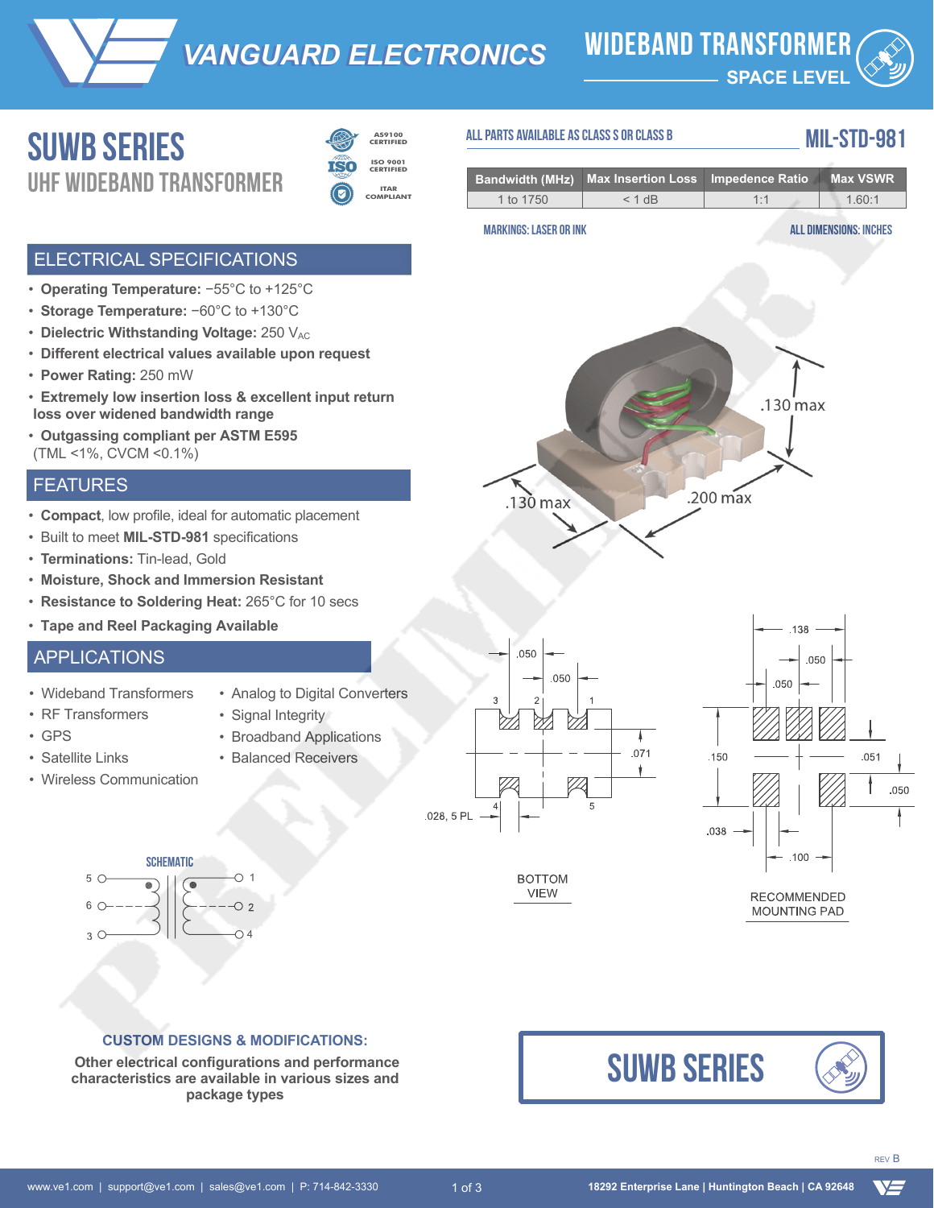# VANGUARD ELECTRONICS

## WIDEBAND TRANSFORMER
SPACE LEVEL

# SUWB SERIES
## UHF WIDEBAND TRANSFORMER

AS9100 CERTIFIED
ISO 9001 CERTIFIED
ITAR COMPLIANT

ALL PARTS AVAILABLE AS CLASS S OR CLASS B

**MIL-STD-981**

| Bandwidth (MHz) | Max Insertion Loss | Impedence Ratio | Max VSWR |
|---|---|---|---|
| 1 to 1750 | < 1 dB | 1:1 | 1.60:1 |

MARKINGS: LASER OR INK

ALL DIMENSIONS: INCHES

## ELECTRICAL SPECIFICATIONS

- **Operating Temperature:** −55°C to +125°C
- **Storage Temperature:** −60°C to +130°C
- **Dielectric Withstanding Voltage:** 250 $V_{AC}$
- **Different electrical values available upon request**
- **Power Rating:** 250 mW
- **Extremely low insertion loss & excellent input return loss over widened bandwidth range**
- **Outgassing compliant per ASTM E595** (TML <1%, CVCM <0.1%)

## FEATURES

- **Compact**, low profile, ideal for automatic placement
- Built to meet **MIL-STD-981** specifications
- **Terminations:** Tin-lead, Gold
- **Moisture, Shock and Immersion Resistant**
- **Resistance to Soldering Heat:** 265°C for 10 secs
- **Tape and Reel Packaging Available**

## APPLICATIONS

- Wideband Transformers
- RF Transformers
- GPS
- Satellite Links
- Wireless Communication
- Analog to Digital Converters
- Signal Integrity
- Broadband Applications
- Balanced Receivers

.130 max
.130 max
.200 max

.050
.050
3 2 1
.071
4 5
.028, 5 PL

BOTTOM VIEW

.138
.050
.050
.150
.051
.050
.038
.100

RECOMMENDED MOUNTING PAD

SCHEMATIC

5, 6, 3, 1, 2, 4

**CUSTOM DESIGNS & MODIFICATIONS:**

**Other electrical configurations and performance characteristics are available in various sizes and package types**

**SUWB SERIES**

REV B

www.ve1.com | support@ve1.com | sales@ve1.com | P: 714-842-3330

18292 Enterprise Lane | Huntington Beach | CA 92648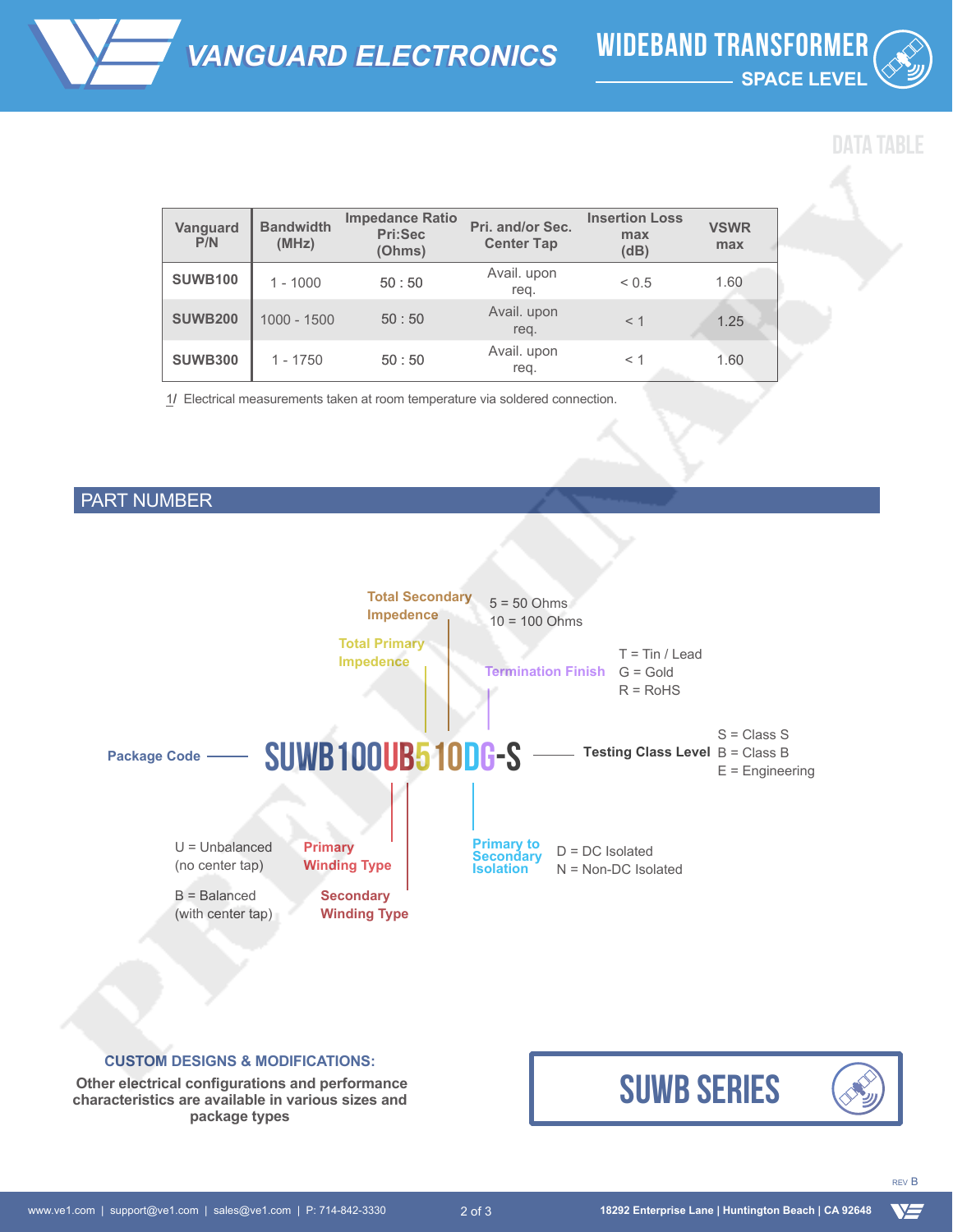## DATA TABLE

| Vanguard P/N | Bandwidth (MHz) | Impedance Ratio Pri:Sec (Ohms) | Pri. and/or Sec. Center Tap | Insertion Loss max (dB) | VSWR max |
|---|---|---|---|---|---|
| **SUWB100** | 1 - 1000 | 50 : 50 | Avail. upon req. | < 0.5 | 1.60 |
| **SUWB200** | 1000 - 1500 | 50 : 50 | Avail. upon req. | < 1 | 1.25 |
| **SUWB300** | 1 - 1750 | 50 : 50 | Avail. upon req. | < 1 | 1.60 |

1/ Electrical measurements taken at room temperature via soldered connection.

## PART NUMBER

**SUWB100UB510DG-S**

- **Package Code**: SUWB100
- **Primary Winding Type**: U = Unbalanced (no center tap); B = Balanced (with center tap)
- **Secondary Winding Type**: U = Unbalanced (no center tap); B = Balanced (with center tap)
- **Total Primary Impedence**: 5 = 50 Ohms; 10 = 100 Ohms
- **Total Secondary Impedence**: 5 = 50 Ohms; 10 = 100 Ohms
- **Primary to Secondary Isolation**: D = DC Isolated; N = Non-DC Isolated
- **Termination Finish**: T = Tin / Lead; G = Gold; R = RoHS
- **Testing Class Level**: S = Class S; B = Class B; E = Engineering

**CUSTOM DESIGNS & MODIFICATIONS:**

**Other electrical configurations and performance characteristics are available in various sizes and package types**

**SUWB SERIES**

REV B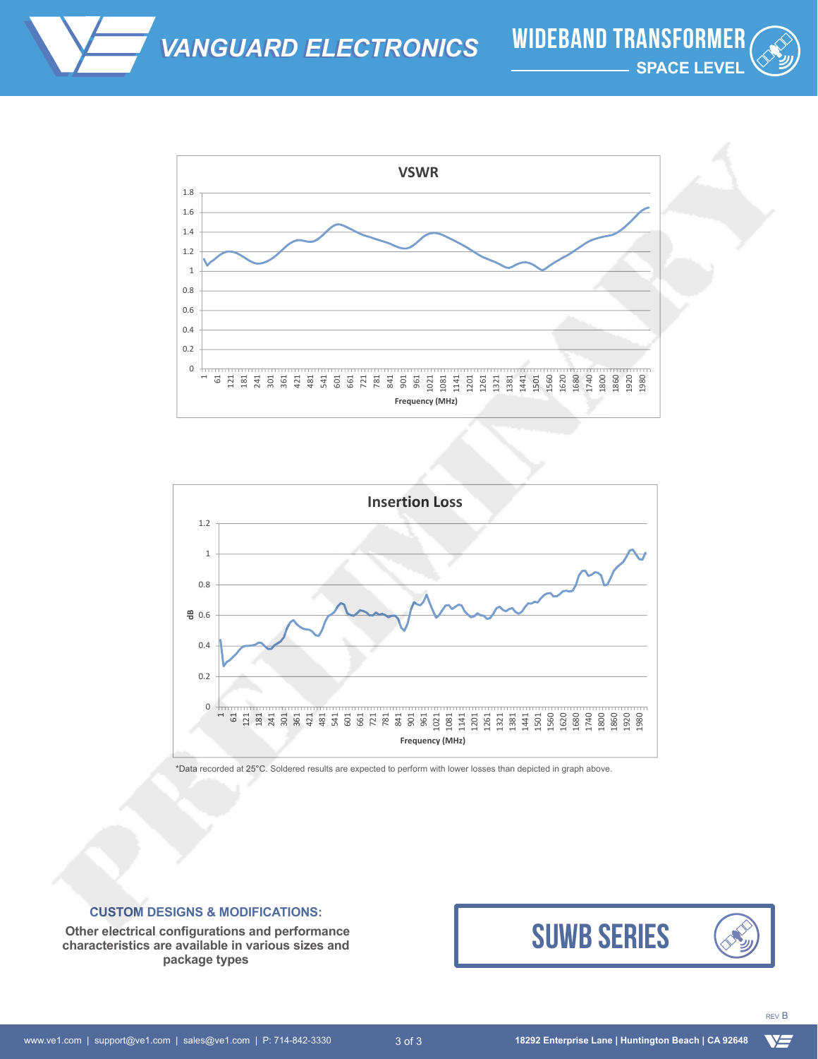VSWR

1.8
1.6
1.4
1.2
1
0.8
0.6
0.4
0.2
0

1 61 121 181 241 301 361 421 481 541 601 661 721 781 841 901 961 1021 1081 1141 1201 1261 1321 1381 1441 1501 1560 1620 1680 1740 1800 1860 1920 1980

Frequency (MHz)

Insertion Loss

dB

1.2
1
0.8
0.6
0.4
0.2
0

1 61 121 181 241 301 361 421 481 541 601 661 721 781 841 901 961 1021 1081 1141 1201 1261 1321 1381 1441 1501 1560 1620 1680 1740 1800 1860 1920 1980

Frequency (MHz)

*Data recorded at 25°C. Soldered results are expected to perform with lower losses than depicted in graph above.

PRELIMINARY

**CUSTOM DESIGNS & MODIFICATIONS:**

**Other electrical configurations and performance characteristics are available in various sizes and package types**

**SUWB SERIES**

REV B